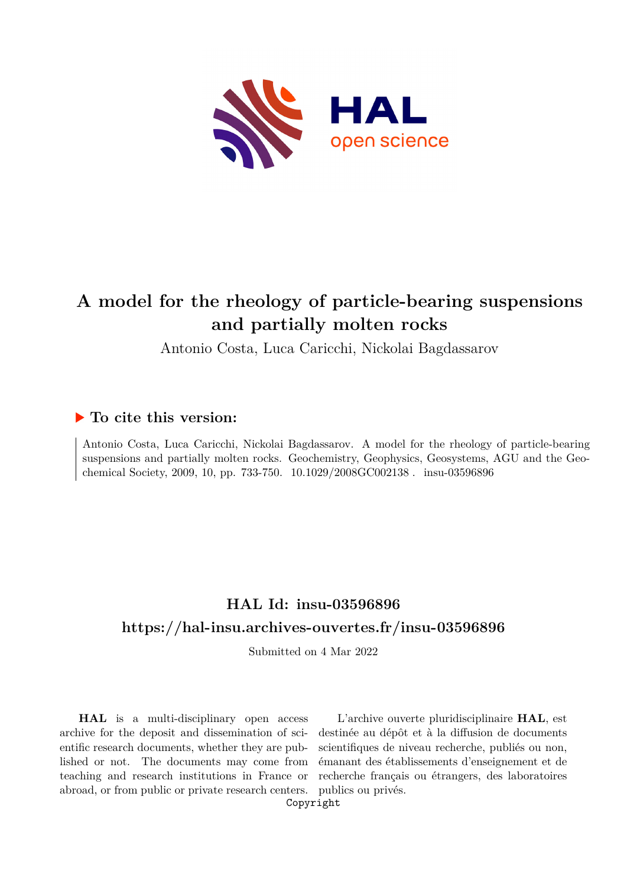# A model for the rheology of particle-bearing suspensions and partially molten rocks

Antonio Costa, Luca Caricchi, Nickolai Bagdassarov

## ▶ To cite this version:

Antonio Costa, Luca Caricchi, Nickolai Bagdassarov. A model for the rheology of particle-bearing suspensions and partially molten rocks. Geochemistry, Geophysics, Geosystems, AGU and the Geochemical Society, 2009, 10, pp. 733-750. 10.1029/2008GC002138 . insu-03596896

## HAL Id: insu-03596896

## https://hal-insu.archives-ouvertes.fr/insu-03596896

Submitted on 4 Mar 2022

**HAL** is a multi-disciplinary open access archive for the deposit and dissemination of scientific research documents, whether they are published or not. The documents may come from teaching and research institutions in France or abroad, or from public or private research centers.

L'archive ouverte pluridisciplinaire **HAL**, est destinée au dépôt et à la diffusion de documents scientifiques de niveau recherche, publiés ou non, émanant des établissements d'enseignement et de recherche français ou étrangers, des laboratoires publics ou privés.

Copyright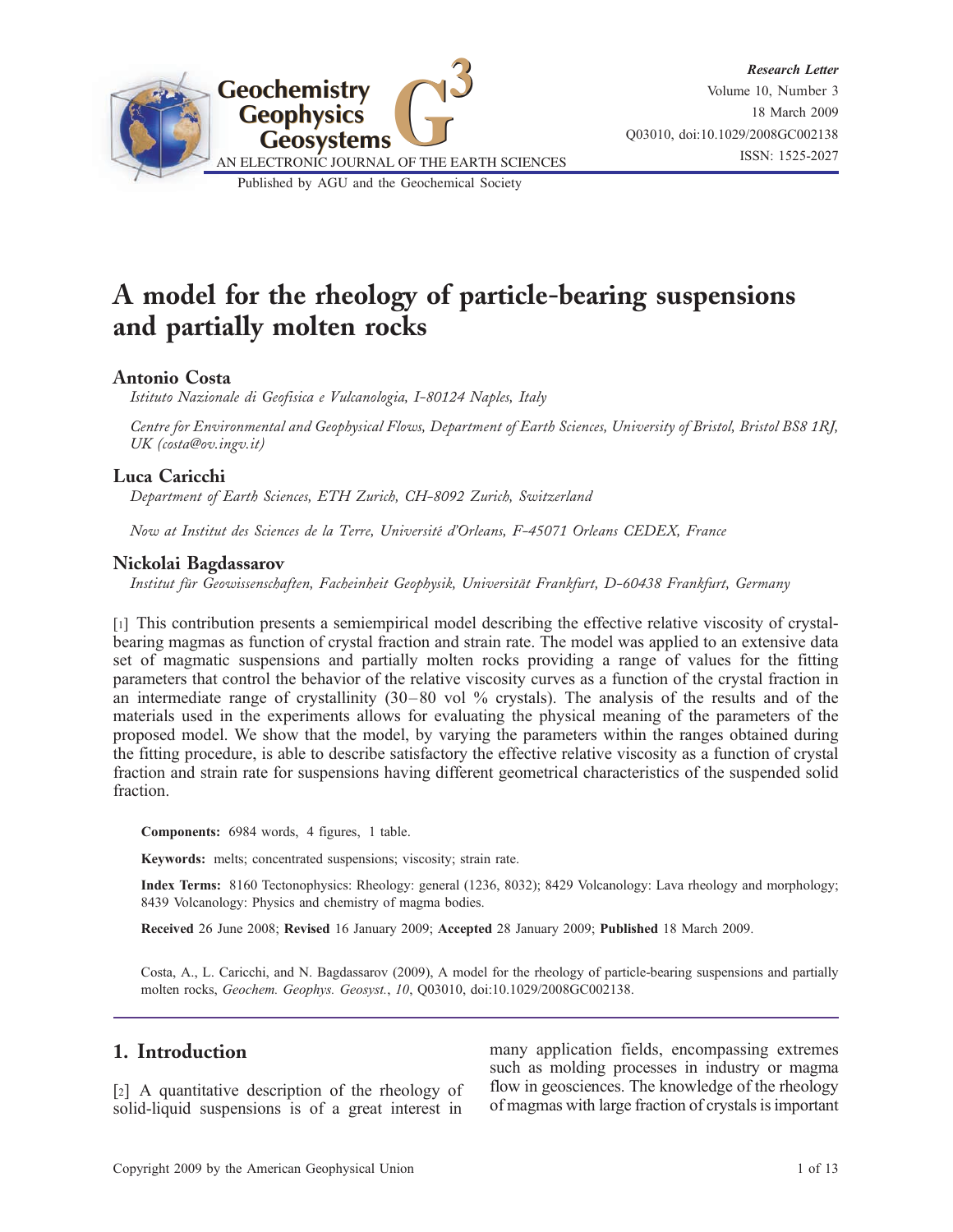# A model for the rheology of particle-bearing suspensions and partially molten rocks

## Antonio Costa

*Istituto Nazionale di Geofisica e Vulcanologia, I-80124 Naples, Italy*

*Centre for Environmental and Geophysical Flows, Department of Earth Sciences, University of Bristol, Bristol BS8 1RJ, UK (costa@ov.ingv.it)*

## Luca Caricchi

*Department of Earth Sciences, ETH Zurich, CH-8092 Zurich, Switzerland*

*Now at Institut des Sciences de la Terre, Université d'Orleans, F-45071 Orleans CEDEX, France*

## Nickolai Bagdassarov

*Institut für Geowissenschaften, Facheinheit Geophysik, Universität Frankfurt, D-60438 Frankfurt, Germany*

[1] This contribution presents a semiempirical model describing the effective relative viscosity of crystal-bearing magmas as function of crystal fraction and strain rate. The model was applied to an extensive data set of magmatic suspensions and partially molten rocks providing a range of values for the fitting parameters that control the behavior of the relative viscosity curves as a function of the crystal fraction in an intermediate range of crystallinity (30–80 vol % crystals). The analysis of the results and of the materials used in the experiments allows for evaluating the physical meaning of the parameters of the proposed model. We show that the model, by varying the parameters within the ranges obtained during the fitting procedure, is able to describe satisfactory the effective relative viscosity as a function of crystal fraction and strain rate for suspensions having different geometrical characteristics of the suspended solid fraction.

**Components:** 6984 words, 4 figures, 1 table.

**Keywords:** melts; concentrated suspensions; viscosity; strain rate.

**Index Terms:** 8160 Tectonophysics: Rheology: general (1236, 8032); 8429 Volcanology: Lava rheology and morphology; 8439 Volcanology: Physics and chemistry of magma bodies.

**Received** 26 June 2008; **Revised** 16 January 2009; **Accepted** 28 January 2009; **Published** 18 March 2009.

Costa, A., L. Caricchi, and N. Bagdassarov (2009), A model for the rheology of particle-bearing suspensions and partially molten rocks, *Geochem. Geophys. Geosyst.*, *10*, Q03010, doi:10.1029/2008GC002138.

## 1. Introduction

[2] A quantitative description of the rheology of solid-liquid suspensions is of a great interest in many application fields, encompassing extremes such as molding processes in industry or magma flow in geosciences. The knowledge of the rheology of magmas with large fraction of crystals is important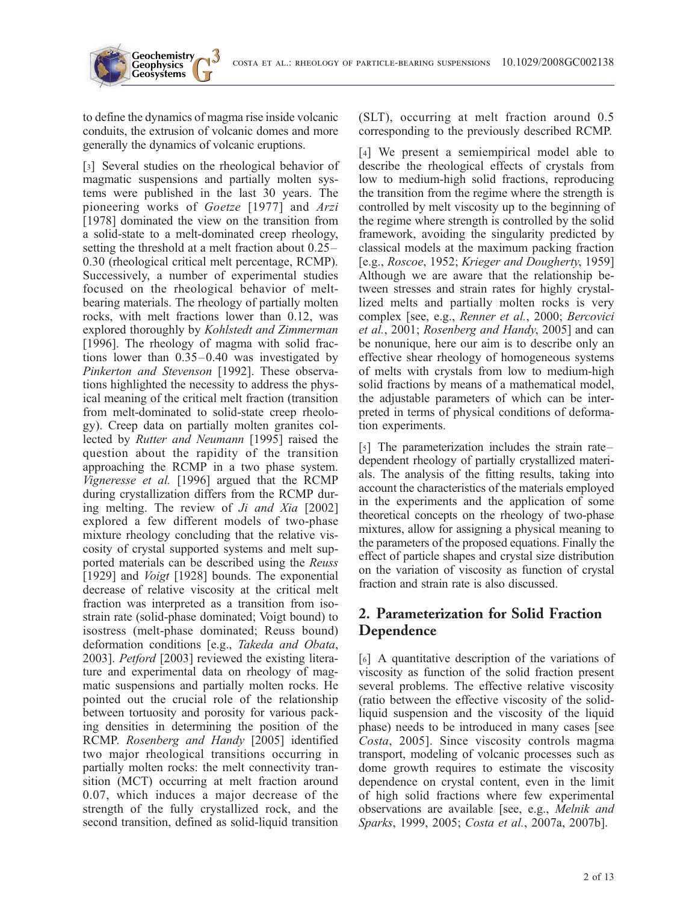to define the dynamics of magma rise inside volcanic conduits, the extrusion of volcanic domes and more generally the dynamics of volcanic eruptions.

[3] Several studies on the rheological behavior of magmatic suspensions and partially molten systems were published in the last 30 years. The pioneering works of *Goetze* [1977] and *Arzi* [1978] dominated the view on the transition from a solid-state to a melt-dominated creep rheology, setting the threshold at a melt fraction about 0.25–0.30 (rheological critical melt percentage, RCMP). Successively, a number of experimental studies focused on the rheological behavior of melt-bearing materials. The rheology of partially molten rocks, with melt fractions lower than 0.12, was explored thoroughly by *Kohlstedt and Zimmerman* [1996]. The rheology of magma with solid fractions lower than 0.35–0.40 was investigated by *Pinkerton and Stevenson* [1992]. These observations highlighted the necessity to address the physical meaning of the critical melt fraction (transition from melt-dominated to solid-state creep rheology). Creep data on partially molten granites collected by *Rutter and Neumann* [1995] raised the question about the rapidity of the transition approaching the RCMP in a two phase system. *Vigneresse et al.* [1996] argued that the RCMP during crystallization differs from the RCMP during melting. The review of *Ji and Xia* [2002] explored a few different models of two-phase mixture rheology concluding that the relative viscosity of crystal supported systems and melt supported materials can be described using the *Reuss* [1929] and *Voigt* [1928] bounds. The exponential decrease of relative viscosity at the critical melt fraction was interpreted as a transition from isostrain rate (solid-phase dominated; Voigt bound) to isostress (melt-phase dominated; Reuss bound) deformation conditions [e.g., *Takeda and Obata*, 2003]. *Petford* [2003] reviewed the existing literature and experimental data on rheology of magmatic suspensions and partially molten rocks. He pointed out the crucial role of the relationship between tortuosity and porosity for various packing densities in determining the position of the RCMP. *Rosenberg and Handy* [2005] identified two major rheological transitions occurring in partially molten rocks: the melt connectivity transition (MCT) occurring at melt fraction around 0.07, which induces a major decrease of the strength of the fully crystallized rock, and the second transition, defined as solid-liquid transition (SLT), occurring at melt fraction around 0.5 corresponding to the previously described RCMP.

[4] We present a semiempirical model able to describe the rheological effects of crystals from low to medium-high solid fractions, reproducing the transition from the regime where the strength is controlled by melt viscosity up to the beginning of the regime where strength is controlled by the solid framework, avoiding the singularity predicted by classical models at the maximum packing fraction [e.g., *Roscoe*, 1952; *Krieger and Dougherty*, 1959] Although we are aware that the relationship between stresses and strain rates for highly crystallized melts and partially molten rocks is very complex [see, e.g., *Renner et al.*, 2000; *Bercovici et al.*, 2001; *Rosenberg and Handy*, 2005] and can be nonunique, here our aim is to describe only an effective shear rheology of homogeneous systems of melts with crystals from low to medium-high solid fractions by means of a mathematical model, the adjustable parameters of which can be interpreted in terms of physical conditions of deformation experiments.

[5] The parameterization includes the strain rate–dependent rheology of partially crystallized materials. The analysis of the fitting results, taking into account the characteristics of the materials employed in the experiments and the application of some theoretical concepts on the rheology of two-phase mixtures, allow for assigning a physical meaning to the parameters of the proposed equations. Finally the effect of particle shapes and crystal size distribution on the variation of viscosity as function of crystal fraction and strain rate is also discussed.

## 2. Parameterization for Solid Fraction Dependence

[6] A quantitative description of the variations of viscosity as function of the solid fraction present several problems. The effective relative viscosity (ratio between the effective viscosity of the solid-liquid suspension and the viscosity of the liquid phase) needs to be introduced in many cases [see *Costa*, 2005]. Since viscosity controls magma transport, modeling of volcanic processes such as dome growth requires to estimate the viscosity dependence on crystal content, even in the limit of high solid fractions where few experimental observations are available [see, e.g., *Melnik and Sparks*, 1999, 2005; *Costa et al.*, 2007a, 2007b].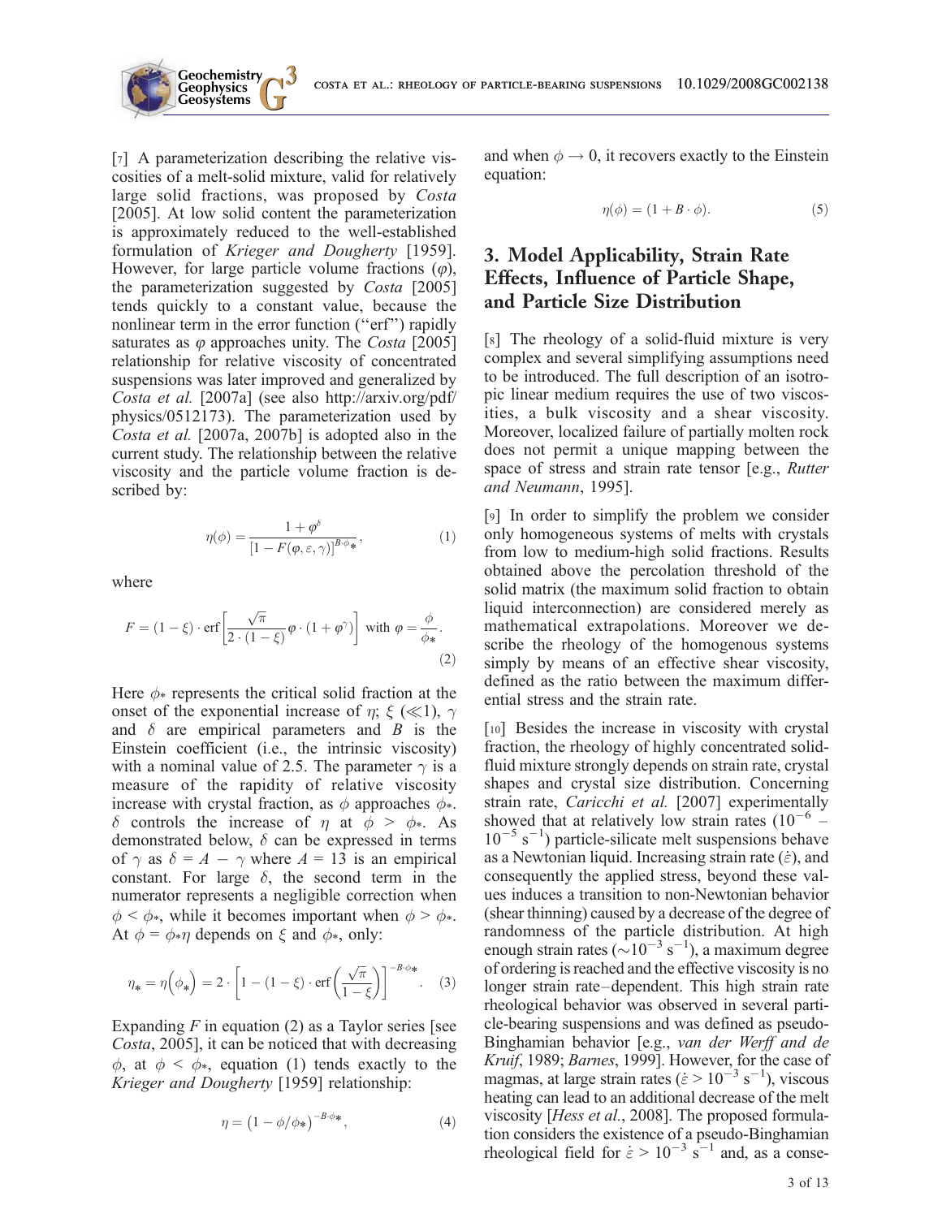[7] A parameterization describing the relative viscosities of a melt-solid mixture, valid for relatively large solid fractions, was proposed by *Costa* [2005]. At low solid content the parameterization is approximately reduced to the well-established formulation of *Krieger and Dougherty* [1959]. However, for large particle volume fractions ($\varphi$), the parameterization suggested by *Costa* [2005] tends quickly to a constant value, because the nonlinear term in the error function ("erf") rapidly saturates as $\varphi$ approaches unity. The *Costa* [2005] relationship for relative viscosity of concentrated suspensions was later improved and generalized by *Costa et al.* [2007a] (see also http://arxiv.org/pdf/physics/0512173). The parameterization used by *Costa et al.* [2007a, 2007b] is adopted also in the current study. The relationship between the relative viscosity and the particle volume fraction is described by:

$$\eta(\phi) = \frac{1 + \varphi^{\delta}}{\left[1 - F(\varphi, \varepsilon, \gamma)\right]^{B \cdot \phi_*}}, \tag{1}$$

where

$$F = (1 - \xi) \cdot \mathrm{erf}\left[\frac{\sqrt{\pi}}{2 \cdot (1 - \xi)} \varphi \cdot (1 + \varphi^{\gamma})\right] \text{ with } \varphi = \frac{\phi}{\phi_*}. \tag{2}$$

Here $\phi_*$ represents the critical solid fraction at the onset of the exponential increase of $\eta$; $\xi$ ($\ll 1$), $\gamma$ and $\delta$ are empirical parameters and $B$ is the Einstein coefficient (i.e., the intrinsic viscosity) with a nominal value of 2.5. The parameter $\gamma$ is a measure of the rapidity of relative viscosity increase with crystal fraction, as $\phi$ approaches $\phi_*$. $\delta$ controls the increase of $\eta$ at $\phi > \phi_*$. As demonstrated below, $\delta$ can be expressed in terms of $\gamma$ as $\delta = A - \gamma$ where $A = 13$ is an empirical constant. For large $\delta$, the second term in the numerator represents a negligible correction when $\phi < \phi_*$, while it becomes important when $\phi > \phi_*$. At $\phi = \phi_*$ $\eta$ depends on $\xi$ and $\phi_*$, only:

$$\eta_* = \eta\left(\phi_*\right) = 2 \cdot \left[1 - (1 - \xi) \cdot \mathrm{erf}\left(\frac{\sqrt{\pi}}{1 - \xi}\right)\right]^{-B \cdot \phi_*}. \tag{3}$$

Expanding $F$ in equation (2) as a Taylor series [see *Costa*, 2005], it can be noticed that with decreasing $\phi$, at $\phi < \phi_*$, equation (1) tends exactly to the *Krieger and Dougherty* [1959] relationship:

$$\eta = \left(1 - \phi/\phi_*\right)^{-B \cdot \phi_*}, \tag{4}$$

and when $\phi \to 0$, it recovers exactly to the Einstein equation:

$$\eta(\phi) = (1 + B \cdot \phi). \tag{5}$$

## 3. Model Applicability, Strain Rate Effects, Influence of Particle Shape, and Particle Size Distribution

[8] The rheology of a solid-fluid mixture is very complex and several simplifying assumptions need to be introduced. The full description of an isotropic linear medium requires the use of two viscosities, a bulk viscosity and a shear viscosity. Moreover, localized failure of partially molten rock does not permit a unique mapping between the space of stress and strain rate tensor [e.g., *Rutter and Neumann*, 1995].

[9] In order to simplify the problem we consider only homogeneous systems of melts with crystals from low to medium-high solid fractions. Results obtained above the percolation threshold of the solid matrix (the maximum solid fraction to obtain liquid interconnection) are considered merely as mathematical extrapolations. Moreover we describe the rheology of the homogenous systems simply by means of an effective shear viscosity, defined as the ratio between the maximum differential stress and the strain rate.

[10] Besides the increase in viscosity with crystal fraction, the rheology of highly concentrated solid-fluid mixture strongly depends on strain rate, crystal shapes and crystal size distribution. Concerning strain rate, *Caricchi et al.* [2007] experimentally showed that at relatively low strain rates ($10^{-6}$ – $10^{-5}$ s$^{-1}$) particle-silicate melt suspensions behave as a Newtonian liquid. Increasing strain rate ($\dot{\varepsilon}$), and consequently the applied stress, beyond these values induces a transition to non-Newtonian behavior (shear thinning) caused by a decrease of the degree of randomness of the particle distribution. At high enough strain rates ($\sim 10^{-3}$ s$^{-1}$), a maximum degree of ordering is reached and the effective viscosity is no longer strain rate–dependent. This high strain rate rheological behavior was observed in several particle-bearing suspensions and was defined as pseudo-Binghamian behavior [e.g., *van der Werff and de Kruif*, 1989; *Barnes*, 1999]. However, for the case of magmas, at large strain rates ($\dot{\varepsilon} > 10^{-3}$ s$^{-1}$), viscous heating can lead to an additional decrease of the melt viscosity [*Hess et al.*, 2008]. The proposed formulation considers the existence of a pseudo-Binghamian rheological field for $\dot{\varepsilon} > 10^{-3}$ s$^{-1}$ and, as a conse-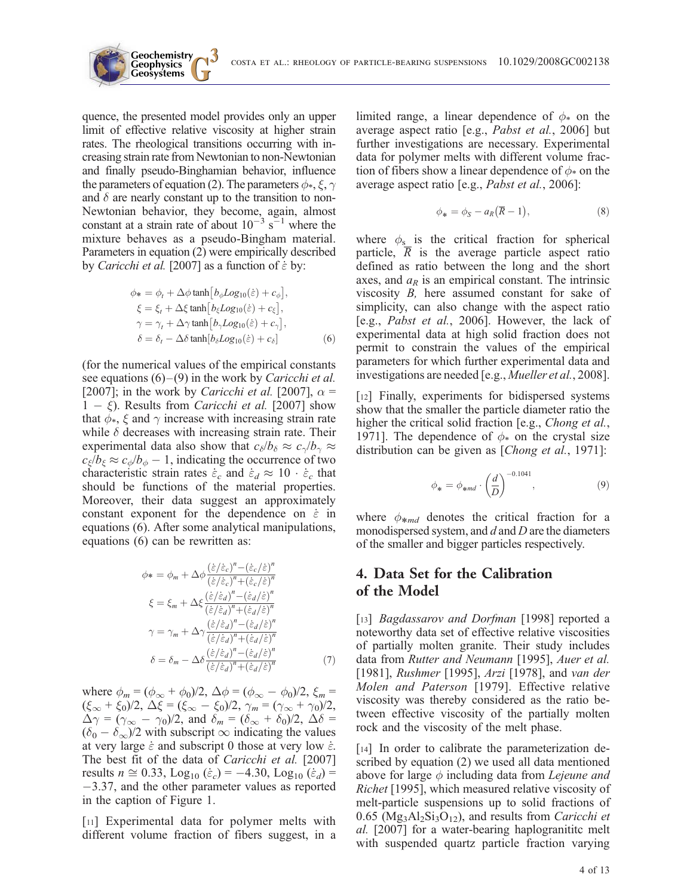quence, the presented model provides only an upper limit of effective relative viscosity at higher strain rates. The rheological transitions occurring with increasing strain rate from Newtonian to non-Newtonian and finally pseudo-Binghamian behavior, influence the parameters of equation (2). The parameters $\phi_*$, $\xi$, $\gamma$ and $\delta$ are nearly constant up to the transition to non-Newtonian behavior, they become, again, almost constant at a strain rate of about $10^{-3}$ s$^{-1}$ where the mixture behaves as a pseudo-Bingham material. Parameters in equation (2) were empirically described by *Caricchi et al.* [2007] as a function of $\dot{\varepsilon}$ by:

$$
\begin{aligned}
\phi_* &= \phi_t + \Delta\phi \tanh\left[b_\phi Log_{10}(\dot{\varepsilon}) + c_\phi\right], \\
\xi &= \xi_t + \Delta\xi \tanh\left[b_\xi Log_{10}(\dot{\varepsilon}) + c_\xi\right], \\
\gamma &= \gamma_t + \Delta\gamma \tanh\left[b_\gamma Log_{10}(\dot{\varepsilon}) + c_\gamma\right], \\
\delta &= \delta_t - \Delta\delta \tanh\left[b_\delta Log_{10}(\dot{\varepsilon}) + c_\delta\right]
\end{aligned}
\tag{6}
$$

(for the numerical values of the empirical constants see equations (6)–(9) in the work by *Caricchi et al.* [2007]; in the work by *Caricchi et al.* [2007], $\alpha = 1 - \xi$). Results from *Caricchi et al.* [2007] show that $\phi_*$, $\xi$ and $\gamma$ increase with increasing strain rate while $\delta$ decreases with increasing strain rate. Their experimental data also show that $c_\delta/b_\delta \approx c_\gamma/b_\gamma \approx c_\xi/b_\xi \approx c_\phi/b_\phi - 1$, indicating the occurrence of two characteristic strain rates $\dot{\varepsilon}_c$ and $\dot{\varepsilon}_d \approx 10 \cdot \dot{\varepsilon}_c$ that should be functions of the material properties. Moreover, their data suggest an approximately constant exponent for the dependence on $\dot{\varepsilon}$ in equations (6). After some analytical manipulations, equations (6) can be rewritten as:

$$
\begin{aligned}
\phi_* &= \phi_m + \Delta\phi \frac{(\dot{\varepsilon}/\dot{\varepsilon}_c)^n - (\dot{\varepsilon}_c/\dot{\varepsilon})^n}{(\dot{\varepsilon}/\dot{\varepsilon}_c)^n + (\dot{\varepsilon}_c/\dot{\varepsilon})^n} \\
\xi &= \xi_m + \Delta\xi \frac{(\dot{\varepsilon}/\dot{\varepsilon}_d)^n - (\dot{\varepsilon}_d/\dot{\varepsilon})^n}{(\dot{\varepsilon}/\dot{\varepsilon}_d)^n + (\dot{\varepsilon}_d/\dot{\varepsilon})^n} \\
\gamma &= \gamma_m + \Delta\gamma \frac{(\dot{\varepsilon}/\dot{\varepsilon}_d)^n - (\dot{\varepsilon}_d/\dot{\varepsilon})^n}{(\dot{\varepsilon}/\dot{\varepsilon}_d)^n + (\dot{\varepsilon}_d/\dot{\varepsilon})^n} \\
\delta &= \delta_m - \Delta\delta \frac{(\dot{\varepsilon}/\dot{\varepsilon}_d)^n - (\dot{\varepsilon}_d/\dot{\varepsilon})^n}{(\dot{\varepsilon}/\dot{\varepsilon}_d)^n + (\dot{\varepsilon}_d/\dot{\varepsilon})^n}
\end{aligned}
\tag{7}
$$

where $\phi_m = (\phi_\infty + \phi_0)/2$, $\Delta\phi = (\phi_\infty - \phi_0)/2$, $\xi_m = (\xi_\infty + \xi_0)/2$, $\Delta\xi = (\xi_\infty - \xi_0)/2$, $\gamma_m = (\gamma_\infty + \gamma_0)/2$, $\Delta\gamma = (\gamma_\infty - \gamma_0)/2$, and $\delta_m = (\delta_\infty + \delta_0)/2$, $\Delta\delta = (\delta_0 - \delta_\infty)/2$ with subscript $\infty$ indicating the values at very large $\dot{\varepsilon}$ and subscript 0 those at very low $\dot{\varepsilon}$. The best fit of the data of *Caricchi et al.* [2007] results $n \cong 0.33$, $\mathrm{Log}_{10}(\dot{\varepsilon}_c) = -4.30$, $\mathrm{Log}_{10}(\dot{\varepsilon}_d) = -3.37$, and the other parameter values as reported in the caption of Figure 1.

[11] Experimental data for polymer melts with different volume fraction of fibers suggest, in a limited range, a linear dependence of $\phi_*$ on the average aspect ratio [e.g., *Pabst et al.*, 2006] but further investigations are necessary. Experimental data for polymer melts with different volume fraction of fibers show a linear dependence of $\phi_*$ on the average aspect ratio [e.g., *Pabst et al.*, 2006]:

$$
\phi_* = \phi_S - a_R(\overline{R} - 1),
\tag{8}
$$

where $\phi_s$ is the critical fraction for spherical particle, $\overline{R}$ is the average particle aspect ratio defined as ratio between the long and the short axes, and $a_R$ is an empirical constant. The intrinsic viscosity *B,* here assumed constant for sake of simplicity, can also change with the aspect ratio [e.g., *Pabst et al.*, 2006]. However, the lack of experimental data at high solid fraction does not permit to constrain the values of the empirical parameters for which further experimental data and investigations are needed [e.g., *Mueller et al.*, 2008].

[12] Finally, experiments for bidispersed systems show that the smaller the particle diameter ratio the higher the critical solid fraction [e.g., *Chong et al.*, 1971]. The dependence of $\phi_*$ on the crystal size distribution can be given as [*Chong et al.*, 1971]:

$$
\phi_* = \phi_{*md} \cdot \left(\frac{d}{D}\right)^{-0.1041},
\tag{9}
$$

where $\phi_{*md}$ denotes the critical fraction for a monodispersed system, and $d$ and $D$ are the diameters of the smaller and bigger particles respectively.

## 4. Data Set for the Calibration of the Model

[13] *Bagdassarov and Dorfman* [1998] reported a noteworthy data set of effective relative viscosities of partially molten granite. Their study includes data from *Rutter and Neumann* [1995], *Auer et al.* [1981], *Rushmer* [1995], *Arzi* [1978], and *van der Molen and Paterson* [1979]. Effective relative viscosity was thereby considered as the ratio between effective viscosity of the partially molten rock and the viscosity of the melt phase.

[14] In order to calibrate the parameterization described by equation (2) we used all data mentioned above for large $\phi$ including data from *Lejeune and Richet* [1995], which measured relative viscosity of melt-particle suspensions up to solid fractions of 0.65 ($Mg_3Al_2Si_3O_{12}$), and results from *Caricchi et al.* [2007] for a water-bearing haplogranitic melt with suspended quartz particle fraction varying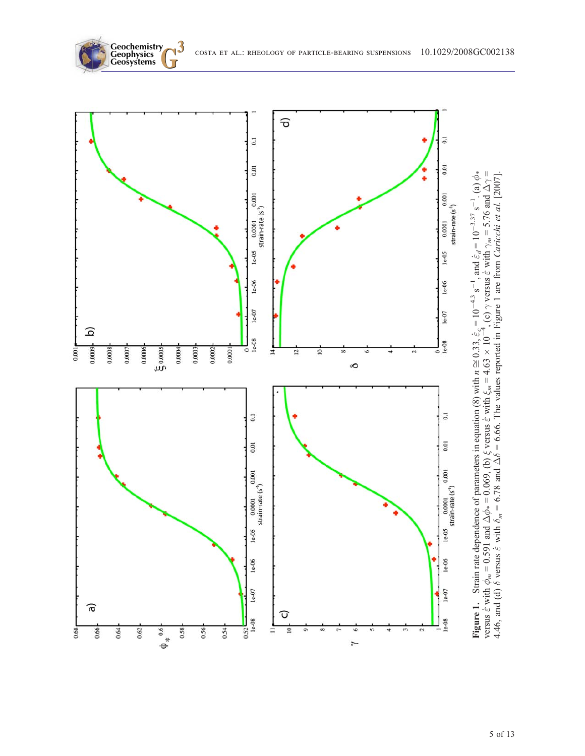**Figure 1.** Strain rate dependence of parameters in equation (8) with $n \cong 0.33$, $\dot{\varepsilon}_c = 10^{-4.3}$ s$^{-1}$, and $\dot{\varepsilon}_d = 10^{-3.37}$ s$^{-1}$. (a) $\phi_*$ versus $\dot{\varepsilon}$ with $\phi_m = 0.591$ and $\Delta\phi_* = 0.069$, (b) $\xi$ versus $\dot{\varepsilon}$ with $\xi_m = 4.63 \times 10^{-4}$, (c) $\gamma$ versus $\dot{\varepsilon}$ with $\gamma_m = 5.76$ and $\Delta\gamma = 4.46$, and (d) $\delta$ versus $\dot{\varepsilon}$ with $\delta_m = 6.78$ and $\Delta\delta = 6.66$. The values reported in Figure 1 are from *Caricchi et al.* [2007].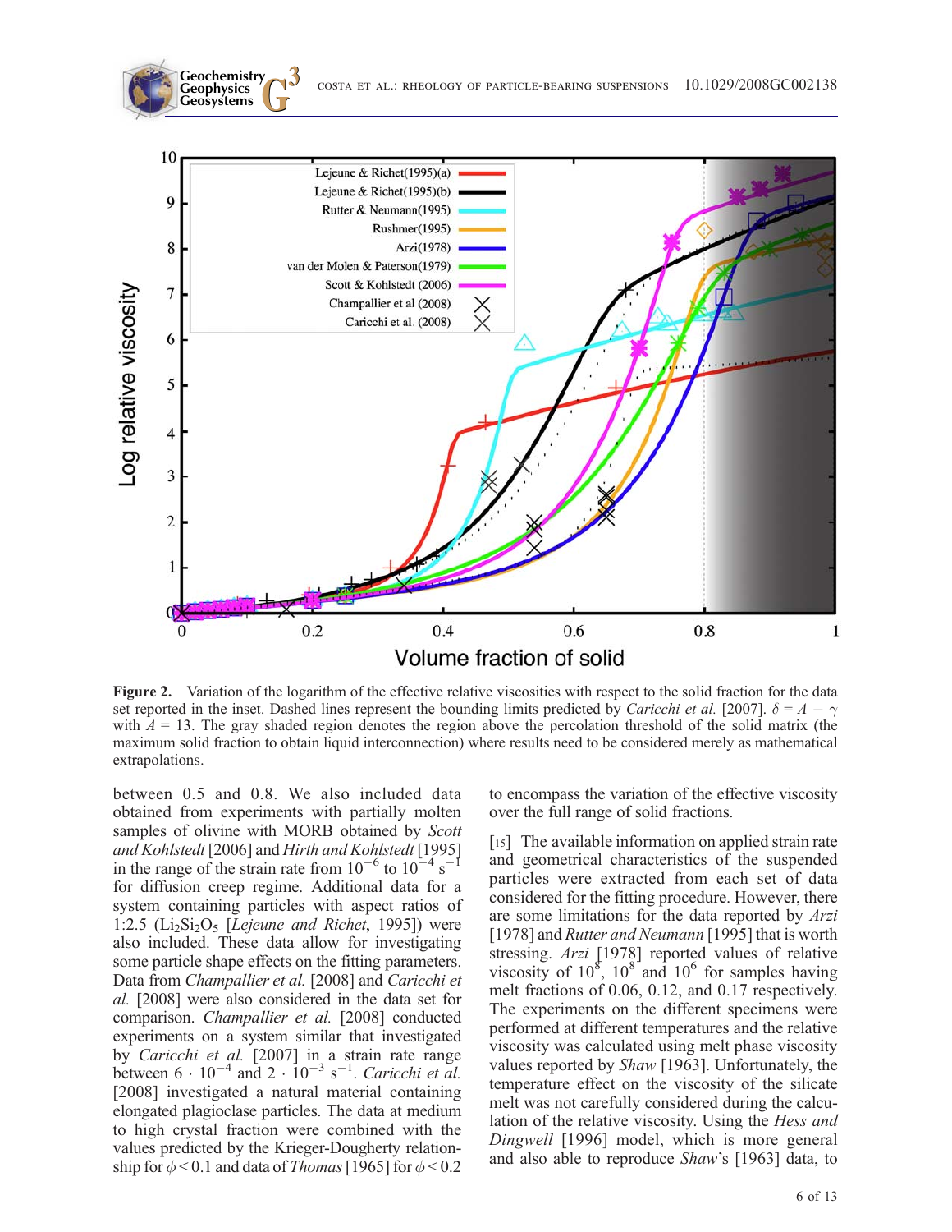Figure 2. Variation of the logarithm of the effective relative viscosities with respect to the solid fraction for the data set reported in the inset. Dashed lines represent the bounding limits predicted by *Caricchi et al.* [2007]. $\delta = A - \gamma$ with $A = 13$. The gray shaded region denotes the region above the percolation threshold of the solid matrix (the maximum solid fraction to obtain liquid interconnection) where results need to be considered merely as mathematical extrapolations.

between 0.5 and 0.8. We also included data obtained from experiments with partially molten samples of olivine with MORB obtained by *Scott and Kohlstedt* [2006] and *Hirth and Kohlstedt* [1995] in the range of the strain rate from $10^{-6}$ to $10^{-4}$ s$^{-1}$ for diffusion creep regime. Additional data for a system containing particles with aspect ratios of 1:2.5 ($Li_2Si_2O_5$ [*Lejeune and Richet*, 1995]) were also included. These data allow for investigating some particle shape effects on the fitting parameters. Data from *Champallier et al.* [2008] and *Caricchi et al.* [2008] were also considered in the data set for comparison. *Champallier et al.* [2008] conducted experiments on a system similar that investigated by *Caricchi et al.* [2007] in a strain rate range between $6 \cdot 10^{-4}$ and $2 \cdot 10^{-3}$ s$^{-1}$. *Caricchi et al.* [2008] investigated a natural material containing elongated plagioclase particles. The data at medium to high crystal fraction were combined with the values predicted by the Krieger-Dougherty relationship for $\phi < 0.1$ and data of *Thomas* [1965] for $\phi < 0.2$ to encompass the variation of the effective viscosity over the full range of solid fractions.

[15] The available information on applied strain rate and geometrical characteristics of the suspended particles were extracted from each set of data considered for the fitting procedure. However, there are some limitations for the data reported by *Arzi* [1978] and *Rutter and Neumann* [1995] that is worth stressing. *Arzi* [1978] reported values of relative viscosity of $10^8$, $10^8$ and $10^6$ for samples having melt fractions of 0.06, 0.12, and 0.17 respectively. The experiments on the different specimens were performed at different temperatures and the relative viscosity was calculated using melt phase viscosity values reported by *Shaw* [1963]. Unfortunately, the temperature effect on the viscosity of the silicate melt was not carefully considered during the calculation of the relative viscosity. Using the *Hess and Dingwell* [1996] model, which is more general and also able to reproduce *Shaw*'s [1963] data, to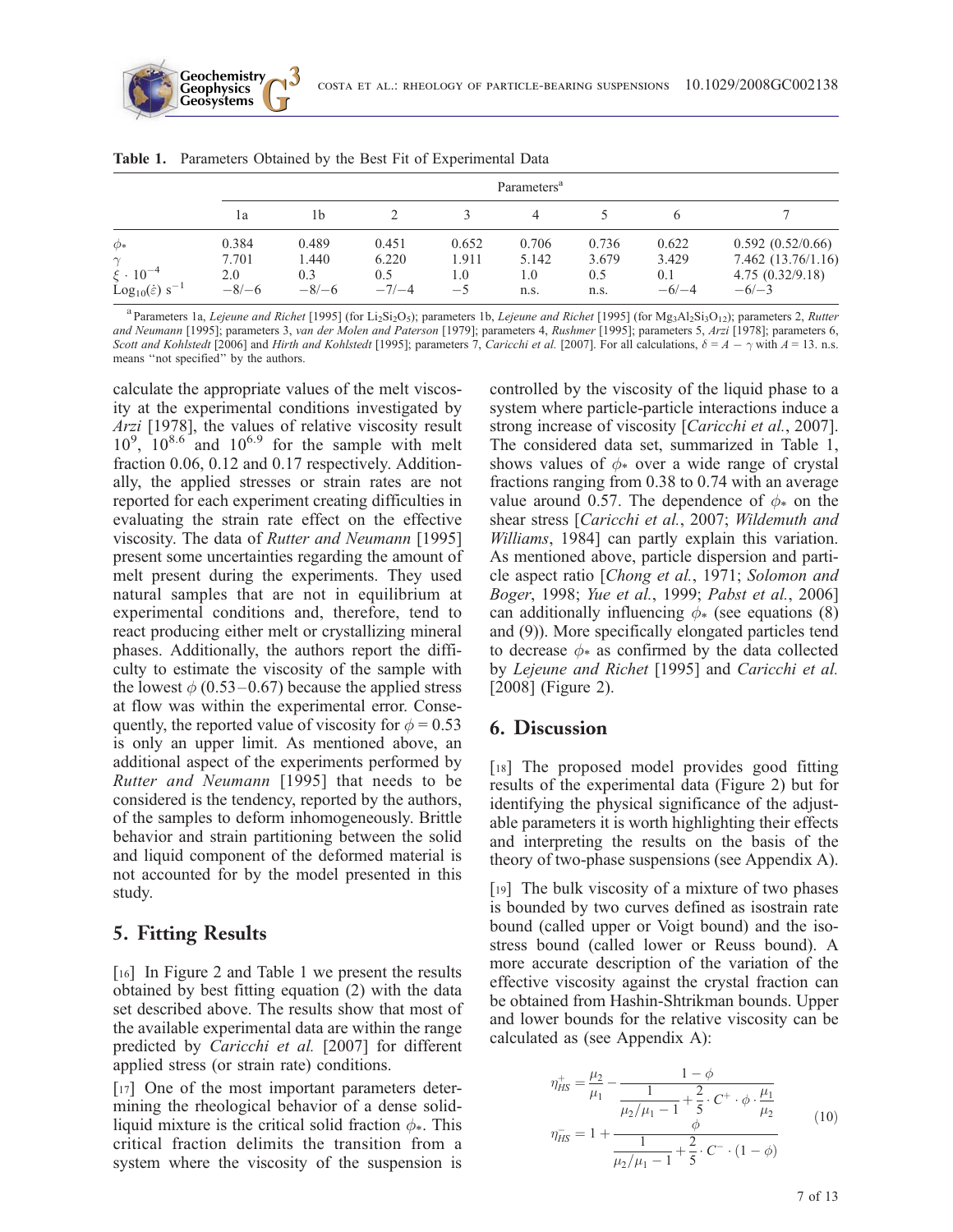**Table 1.** Parameters Obtained by the Best Fit of Experimental Data

| | Parameters[a] | | | | | | | |
|---|---|---|---|---|---|---|---|---|
| | 1a | 1b | 2 | 3 | 4 | 5 | 6 | 7 |
| $\phi_*$ | 0.384 | 0.489 | 0.451 | 0.652 | 0.706 | 0.736 | 0.622 | 0.592 (0.52/0.66) |
| $\gamma$ | 7.701 | 1.440 | 6.220 | 1.911 | 5.142 | 3.679 | 3.429 | 7.462 (13.76/1.16) |
| $\xi \cdot 10^{-4}$ | 2.0 | 0.3 | 0.5 | 1.0 | 1.0 | 0.5 | 0.1 | 4.75 (0.32/9.18) |
| $\mathrm{Log}_{10}(\dot{\varepsilon})\ \mathrm{s}^{-1}$ | −8/−6 | −8/−6 | −7/−4 | −5 | n.s. | n.s. | −6/−4 | −6/−3 |

[a] Parameters 1a, *Lejeune and Richet* [1995] (for $Li_2Si_2O_5$); parameters 1b, *Lejeune and Richet* [1995] (for $Mg_3Al_2Si_3O_{12}$); parameters 2, *Rutter and Neumann* [1995]; parameters 3, *van der Molen and Paterson* [1979]; parameters 4, *Rushmer* [1995]; parameters 5, *Arzi* [1978]; parameters 6, *Scott and Kohlstedt* [2006] and *Hirth and Kohlstedt* [1995]; parameters 7, *Caricchi et al.* [2007]. For all calculations, $\delta = A - \gamma$ with $A = 13$. n.s. means "not specified" by the authors.

calculate the appropriate values of the melt viscosity at the experimental conditions investigated by *Arzi* [1978], the values of relative viscosity result $10^9$, $10^{8.6}$ and $10^{6.9}$ for the sample with melt fraction 0.06, 0.12 and 0.17 respectively. Additionally, the applied stresses or strain rates are not reported for each experiment creating difficulties in evaluating the strain rate effect on the effective viscosity. The data of *Rutter and Neumann* [1995] present some uncertainties regarding the amount of melt present during the experiments. They used natural samples that are not in equilibrium at experimental conditions and, therefore, tend to react producing either melt or crystallizing mineral phases. Additionally, the authors report the difficulty to estimate the viscosity of the sample with the lowest $\phi$ (0.53–0.67) because the applied stress at flow was within the experimental error. Consequently, the reported value of viscosity for $\phi = 0.53$ is only an upper limit. As mentioned above, an additional aspect of the experiments performed by *Rutter and Neumann* [1995] that needs to be considered is the tendency, reported by the authors, of the samples to deform inhomogeneously. Brittle behavior and strain partitioning between the solid and liquid component of the deformed material is not accounted for by the model presented in this study.

## 5. Fitting Results

[16] In Figure 2 and Table 1 we present the results obtained by best fitting equation (2) with the data set described above. The results show that most of the available experimental data are within the range predicted by *Caricchi et al.* [2007] for different applied stress (or strain rate) conditions.

[17] One of the most important parameters determining the rheological behavior of a dense solid-liquid mixture is the critical solid fraction $\phi_*$. This critical fraction delimits the transition from a system where the viscosity of the suspension is controlled by the viscosity of the liquid phase to a system where particle-particle interactions induce a strong increase of viscosity [*Caricchi et al.*, 2007]. The considered data set, summarized in Table 1, shows values of $\phi_*$ over a wide range of crystal fractions ranging from 0.38 to 0.74 with an average value around 0.57. The dependence of $\phi_*$ on the shear stress [*Caricchi et al.*, 2007; *Wildemuth and Williams*, 1984] can partly explain this variation. As mentioned above, particle dispersion and particle aspect ratio [*Chong et al.*, 1971; *Solomon and Boger*, 1998; *Yue et al.*, 1999; *Pabst et al.*, 2006] can additionally influencing $\phi_*$ (see equations (8) and (9)). More specifically elongated particles tend to decrease $\phi_*$ as confirmed by the data collected by *Lejeune and Richet* [1995] and *Caricchi et al.* [2008] (Figure 2).

## 6. Discussion

[18] The proposed model provides good fitting results of the experimental data (Figure 2) but for identifying the physical significance of the adjustable parameters it is worth highlighting their effects and interpreting the results on the basis of the theory of two-phase suspensions (see Appendix A).

[19] The bulk viscosity of a mixture of two phases is bounded by two curves defined as isostrain rate bound (called upper or Voigt bound) and the isostress bound (called lower or Reuss bound). A more accurate description of the variation of the effective viscosity against the crystal fraction can be obtained from Hashin-Shtrikman bounds. Upper and lower bounds for the relative viscosity can be calculated as (see Appendix A):

$$
\begin{aligned}
\eta_{HS}^{+} &= \frac{\mu_2}{\mu_1} - \frac{1-\phi}{\dfrac{1}{\mu_2/\mu_1 - 1} + \dfrac{2}{5} \cdot C^{+} \cdot \phi \cdot \dfrac{\mu_1}{\mu_2}} \\
\eta_{HS}^{-} &= 1 + \frac{\phi}{\dfrac{1}{\mu_2/\mu_1 - 1} + \dfrac{2}{5} \cdot C^{-} \cdot (1-\phi)}
\end{aligned}
\qquad (10)
$$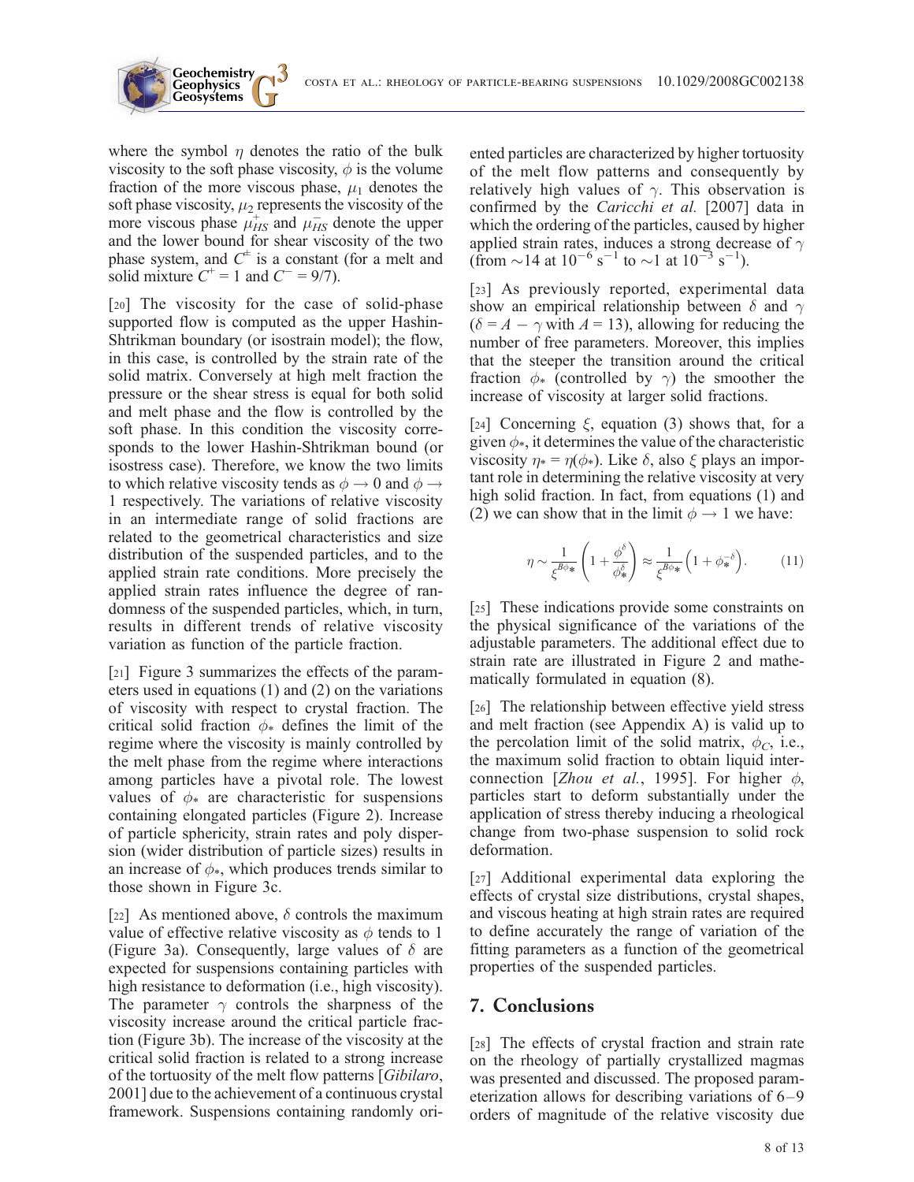where the symbol $\eta$ denotes the ratio of the bulk viscosity to the soft phase viscosity, $\phi$ is the volume fraction of the more viscous phase, $\mu_1$ denotes the soft phase viscosity, $\mu_2$ represents the viscosity of the more viscous phase $\mu_{HS}^{+}$ and $\mu_{HS}^{-}$ denote the upper and the lower bound for shear viscosity of the two phase system, and $C^{\pm}$ is a constant (for a melt and solid mixture $C^{+} = 1$ and $C^{-} = 9/7$).

[20] The viscosity for the case of solid-phase supported flow is computed as the upper Hashin-Shtrikman boundary (or isostrain model); the flow, in this case, is controlled by the strain rate of the solid matrix. Conversely at high melt fraction the pressure or the shear stress is equal for both solid and melt phase and the flow is controlled by the soft phase. In this condition the viscosity corresponds to the lower Hashin-Shtrikman bound (or isostress case). Therefore, we know the two limits to which relative viscosity tends as $\phi \rightarrow 0$ and $\phi \rightarrow 1$ respectively. The variations of relative viscosity in an intermediate range of solid fractions are related to the geometrical characteristics and size distribution of the suspended particles, and to the applied strain rate conditions. More precisely the applied strain rates influence the degree of randomness of the suspended particles, which, in turn, results in different trends of relative viscosity variation as function of the particle fraction.

[21] Figure 3 summarizes the effects of the parameters used in equations (1) and (2) on the variations of viscosity with respect to crystal fraction. The critical solid fraction $\phi_*$ defines the limit of the regime where the viscosity is mainly controlled by the melt phase from the regime where interactions among particles have a pivotal role. The lowest values of $\phi_*$ are characteristic for suspensions containing elongated particles (Figure 2). Increase of particle sphericity, strain rates and poly dispersion (wider distribution of particle sizes) results in an increase of $\phi_*$, which produces trends similar to those shown in Figure 3c.

[22] As mentioned above, $\delta$ controls the maximum value of effective relative viscosity as $\phi$ tends to 1 (Figure 3a). Consequently, large values of $\delta$ are expected for suspensions containing particles with high resistance to deformation (i.e., high viscosity). The parameter $\gamma$ controls the sharpness of the viscosity increase around the critical particle fraction (Figure 3b). The increase of the viscosity at the critical solid fraction is related to a strong increase of the tortuosity of the melt flow patterns [*Gibilaro*, 2001] due to the achievement of a continuous crystal framework. Suspensions containing randomly oriented particles are characterized by higher tortuosity of the melt flow patterns and consequently by relatively high values of $\gamma$. This observation is confirmed by the *Caricchi et al.* [2007] data in which the ordering of the particles, caused by higher applied strain rates, induces a strong decrease of $\gamma$ (from $\sim$14 at $10^{-6}$ s$^{-1}$ to $\sim$1 at $10^{-3}$ s$^{-1}$).

[23] As previously reported, experimental data show an empirical relationship between $\delta$ and $\gamma$ ($\delta = A - \gamma$ with $A = 13$), allowing for reducing the number of free parameters. Moreover, this implies that the steeper the transition around the critical fraction $\phi_*$ (controlled by $\gamma$) the smoother the increase of viscosity at larger solid fractions.

[24] Concerning $\xi$, equation (3) shows that, for a given $\phi_*$, it determines the value of the characteristic viscosity $\eta_* = \eta(\phi_*)$. Like $\delta$, also $\xi$ plays an important role in determining the relative viscosity at very high solid fraction. In fact, from equations (1) and (2) we can show that in the limit $\phi \rightarrow 1$ we have:

$$\eta \sim \frac{1}{\xi^{B\phi_*}}\left(1 + \frac{\phi^{\delta}}{\phi_*^{\delta}}\right) \approx \frac{1}{\xi^{B\phi_*}}\left(1 + \phi_*^{-\delta}\right). \qquad (11)$$

[25] These indications provide some constraints on the physical significance of the variations of the adjustable parameters. The additional effect due to strain rate are illustrated in Figure 2 and mathematically formulated in equation (8).

[26] The relationship between effective yield stress and melt fraction (see Appendix A) is valid up to the percolation limit of the solid matrix, $\phi_C$, i.e., the maximum solid fraction to obtain liquid interconnection [*Zhou et al.*, 1995]. For higher $\phi$, particles start to deform substantially under the application of stress thereby inducing a rheological change from two-phase suspension to solid rock deformation.

[27] Additional experimental data exploring the effects of crystal size distributions, crystal shapes, and viscous heating at high strain rates are required to define accurately the range of variation of the fitting parameters as a function of the geometrical properties of the suspended particles.

## 7. Conclusions

[28] The effects of crystal fraction and strain rate on the rheology of partially crystallized magmas was presented and discussed. The proposed parameterization allows for describing variations of 6–9 orders of magnitude of the relative viscosity due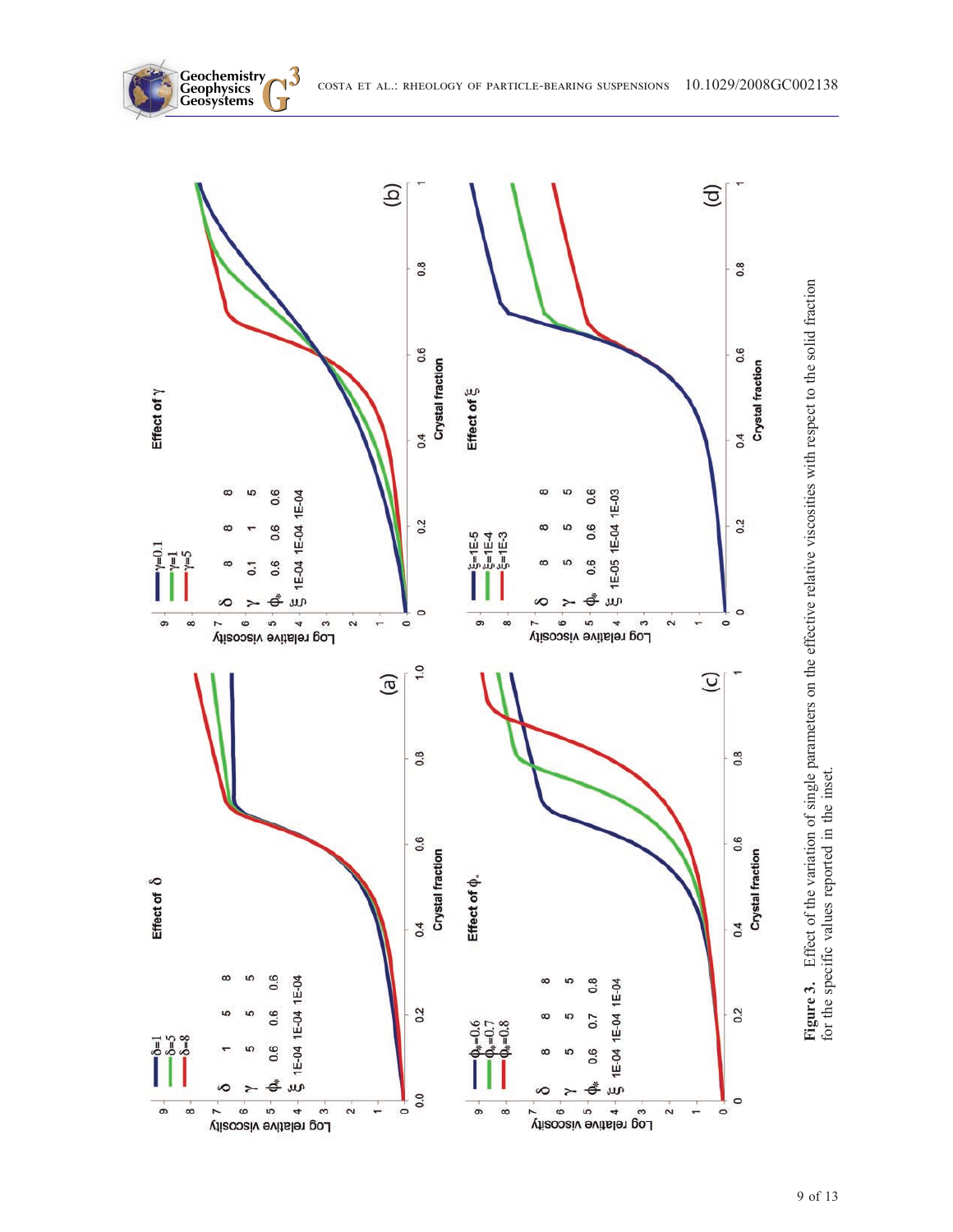**Figure 3.** Effect of the variation of single parameters on the effective relative viscosities with respect to the solid fraction for the specific values reported in the inset.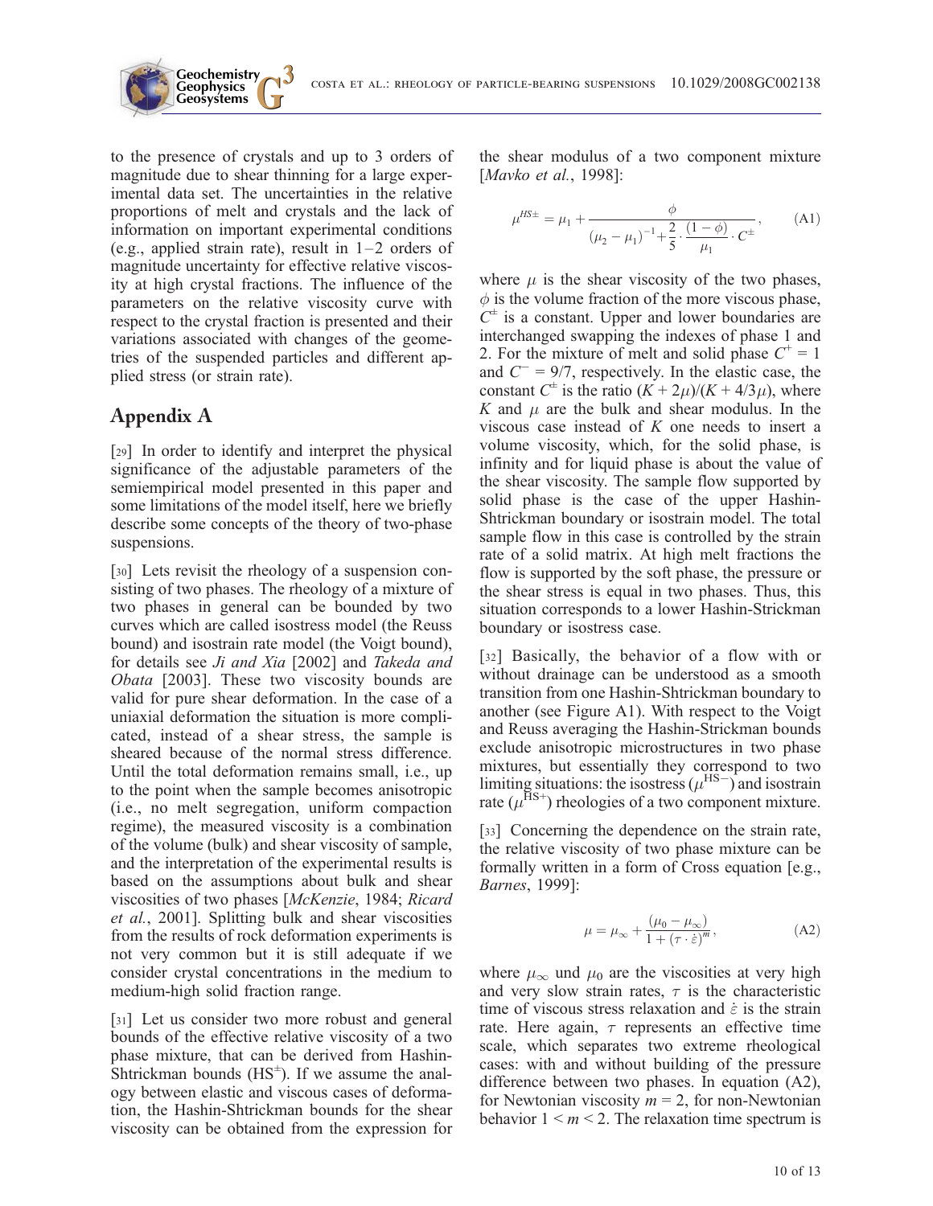to the presence of crystals and up to 3 orders of magnitude due to shear thinning for a large experimental data set. The uncertainties in the relative proportions of melt and crystals and the lack of information on important experimental conditions (e.g., applied strain rate), result in 1–2 orders of magnitude uncertainty for effective relative viscosity at high crystal fractions. The influence of the parameters on the relative viscosity curve with respect to the crystal fraction is presented and their variations associated with changes of the geometries of the suspended particles and different applied stress (or strain rate).

## Appendix A

[29] In order to identify and interpret the physical significance of the adjustable parameters of the semiempirical model presented in this paper and some limitations of the model itself, here we briefly describe some concepts of the theory of two-phase suspensions.

[30] Lets revisit the rheology of a suspension consisting of two phases. The rheology of a mixture of two phases in general can be bounded by two curves which are called isostress model (the Reuss bound) and isostrain rate model (the Voigt bound), for details see *Ji and Xia* [2002] and *Takeda and Obata* [2003]. These two viscosity bounds are valid for pure shear deformation. In the case of a uniaxial deformation the situation is more complicated, instead of a shear stress, the sample is sheared because of the normal stress difference. Until the total deformation remains small, i.e., up to the point when the sample becomes anisotropic (i.e., no melt segregation, uniform compaction regime), the measured viscosity is a combination of the volume (bulk) and shear viscosity of sample, and the interpretation of the experimental results is based on the assumptions about bulk and shear viscosities of two phases [*McKenzie*, 1984; *Ricard et al.*, 2001]. Splitting bulk and shear viscosities from the results of rock deformation experiments is not very common but it is still adequate if we consider crystal concentrations in the medium to medium-high solid fraction range.

[31] Let us consider two more robust and general bounds of the effective relative viscosity of a two phase mixture, that can be derived from Hashin-Shtrickman bounds ($HS^{\pm}$). If we assume the analogy between elastic and viscous cases of deformation, the Hashin-Shtrickman bounds for the shear viscosity can be obtained from the expression for the shear modulus of a two component mixture [*Mavko et al.*, 1998]:

$$\mu^{HS\pm} = \mu_1 + \frac{\phi}{(\mu_2 - \mu_1)^{-1} + \frac{2}{5} \cdot \frac{(1-\phi)}{\mu_1} \cdot C^{\pm}}, \tag{A1}$$

where $\mu$ is the shear viscosity of the two phases, $\phi$ is the volume fraction of the more viscous phase, $C^{\pm}$ is a constant. Upper and lower boundaries are interchanged swapping the indexes of phase 1 and 2. For the mixture of melt and solid phase $C^{+} = 1$ and $C^{-} = 9/7$, respectively. In the elastic case, the constant $C^{\pm}$ is the ratio $(K + 2\mu)/(K + 4/3\mu)$, where $K$ and $\mu$ are the bulk and shear modulus. In the viscous case instead of $K$ one needs to insert a volume viscosity, which, for the solid phase, is infinity and for liquid phase is about the value of the shear viscosity. The sample flow supported by solid phase is the case of the upper Hashin-Shtrickman boundary or isostrain model. The total sample flow in this case is controlled by the strain rate of a solid matrix. At high melt fractions the flow is supported by the soft phase, the pressure or the shear stress is equal in two phases. Thus, this situation corresponds to a lower Hashin-Strickman boundary or isostress case.

[32] Basically, the behavior of a flow with or without drainage can be understood as a smooth transition from one Hashin-Shtrickman boundary to another (see Figure A1). With respect to the Voigt and Reuss averaging the Hashin-Strickman bounds exclude anisotropic microstructures in two phase mixtures, but essentially they correspond to two limiting situations: the isostress ($\mu^{HS-}$) and isostrain rate ($\mu^{HS+}$) rheologies of a two component mixture.

[33] Concerning the dependence on the strain rate, the relative viscosity of two phase mixture can be formally written in a form of Cross equation [e.g., *Barnes*, 1999]:

$$\mu = \mu_{\infty} + \frac{(\mu_0 - \mu_{\infty})}{1 + (\tau \cdot \dot{\varepsilon})^{m}}, \tag{A2}$$

where $\mu_{\infty}$ und $\mu_0$ are the viscosities at very high and very slow strain rates, $\tau$ is the characteristic time of viscous stress relaxation and $\dot{\varepsilon}$ is the strain rate. Here again, $\tau$ represents an effective time scale, which separates two extreme rheological cases: with and without building of the pressure difference between two phases. In equation (A2), for Newtonian viscosity $m = 2$, for non-Newtonian behavior $1 < m < 2$. The relaxation time spectrum is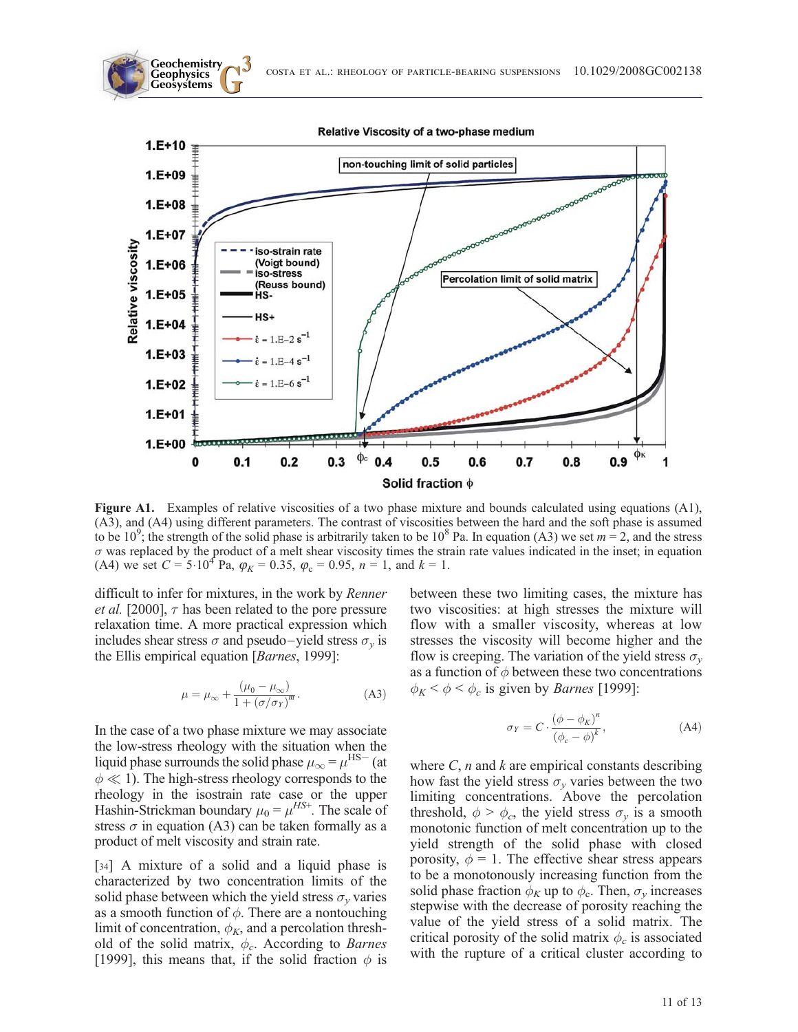**Figure A1.** Examples of relative viscosities of a two phase mixture and bounds calculated using equations (A1), (A3), and (A4) using different parameters. The contrast of viscosities between the hard and the soft phase is assumed to be $10^9$; the strength of the solid phase is arbitrarily taken to be $10^8$ Pa. In equation (A3) we set $m = 2$, and the stress $\sigma$ was replaced by the product of a melt shear viscosity times the strain rate values indicated in the inset; in equation (A4) we set $C = 5 \cdot 10^4$ Pa, $\varphi_K = 0.35$, $\varphi_c = 0.95$, $n = 1$, and $k = 1$.

difficult to infer for mixtures, in the work by *Renner et al.* [2000], $\tau$ has been related to the pore pressure relaxation time. A more practical expression which includes shear stress $\sigma$ and pseudo–yield stress $\sigma_y$ is the Ellis empirical equation [*Barnes*, 1999]:

$$\mu = \mu_\infty + \frac{(\mu_0 - \mu_\infty)}{1 + (\sigma/\sigma_Y)^m}. \tag{A3}$$

In the case of a two phase mixture we may associate the low-stress rheology with the situation when the liquid phase surrounds the solid phase $\mu_\infty = \mu^{HS-}$ (at $\phi \ll 1$). The high-stress rheology corresponds to the rheology in the isostrain rate case or the upper Hashin-Strickman boundary $\mu_0 = \mu^{HS+}$. The scale of stress $\sigma$ in equation (A3) can be taken formally as a product of melt viscosity and strain rate.

[34] A mixture of a solid and a liquid phase is characterized by two concentration limits of the solid phase between which the yield stress $\sigma_y$ varies as a smooth function of $\phi$. There are a nontouching limit of concentration, $\phi_K$, and a percolation threshold of the solid matrix, $\phi_c$. According to *Barnes* [1999], this means that, if the solid fraction $\phi$ is between these two limiting cases, the mixture has two viscosities: at high stresses the mixture will flow with a smaller viscosity, whereas at low stresses the viscosity will become higher and the flow is creeping. The variation of the yield stress $\sigma_y$ as a function of $\phi$ between these two concentrations $\phi_K < \phi < \phi_c$ is given by *Barnes* [1999]:

$$\sigma_Y = C \cdot \frac{(\phi - \phi_K)^n}{(\phi_c - \phi)^k}, \tag{A4}$$

where $C$, $n$ and $k$ are empirical constants describing how fast the yield stress $\sigma_y$ varies between the two limiting concentrations. Above the percolation threshold, $\phi > \phi_c$, the yield stress $\sigma_y$ is a smooth monotonic function of melt concentration up to the yield strength of the solid phase with closed porosity, $\phi = 1$. The effective shear stress appears to be a monotonously increasing function from the solid phase fraction $\phi_K$ up to $\phi_c$. Then, $\sigma_y$ increases stepwise with the decrease of porosity reaching the value of the yield stress of a solid matrix. The critical porosity of the solid matrix $\phi_c$ is associated with the rupture of a critical cluster according to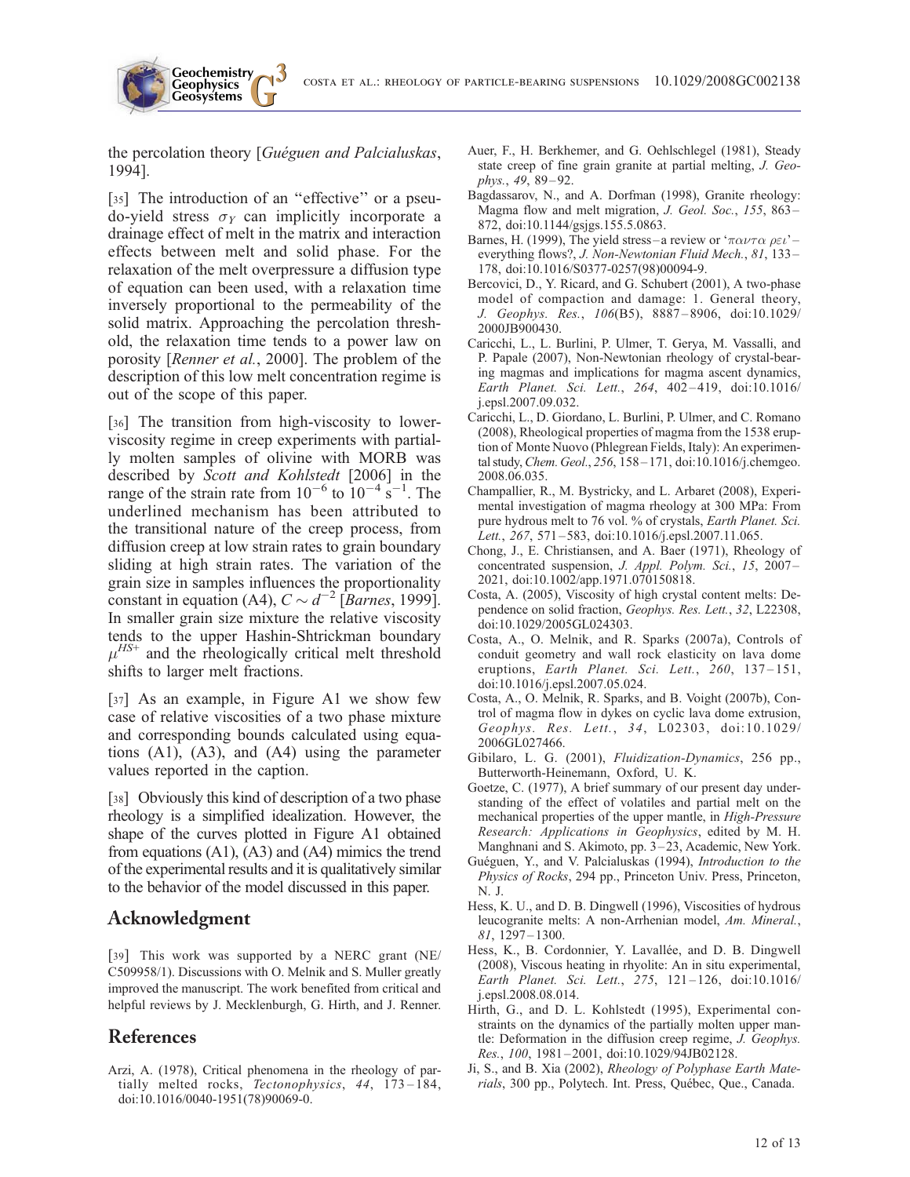the percolation theory [*Guéguen and Palcialuskas*, 1994].

[35] The introduction of an "effective" or a pseudo-yield stress $\sigma_Y$ can implicitly incorporate a drainage effect of melt in the matrix and interaction effects between melt and solid phase. For the relaxation of the melt overpressure a diffusion type of equation can been used, with a relaxation time inversely proportional to the permeability of the solid matrix. Approaching the percolation threshold, the relaxation time tends to a power law on porosity [*Renner et al.*, 2000]. The problem of the description of this low melt concentration regime is out of the scope of this paper.

[36] The transition from high-viscosity to lower-viscosity regime in creep experiments with partially molten samples of olivine with MORB was described by *Scott and Kohlstedt* [2006] in the range of the strain rate from $10^{-6}$ to $10^{-4}$ $s^{-1}$. The underlined mechanism has been attributed to the transitional nature of the creep process, from diffusion creep at low strain rates to grain boundary sliding at high strain rates. The variation of the grain size in samples influences the proportionality constant in equation (A4), $C \sim d^{-2}$ [*Barnes*, 1999]. In smaller grain size mixture the relative viscosity tends to the upper Hashin-Shtrickman boundary $\mu^{HS+}$ and the rheologically critical melt threshold shifts to larger melt fractions.

[37] As an example, in Figure A1 we show few case of relative viscosities of a two phase mixture and corresponding bounds calculated using equations (A1), (A3), and (A4) using the parameter values reported in the caption.

[38] Obviously this kind of description of a two phase rheology is a simplified idealization. However, the shape of the curves plotted in Figure A1 obtained from equations (A1), (A3) and (A4) mimics the trend of the experimental results and it is qualitatively similar to the behavior of the model discussed in this paper.

## Acknowledgment

[39] This work was supported by a NERC grant (NE/C509958/1). Discussions with O. Melnik and S. Muller greatly improved the manuscript. The work benefited from critical and helpful reviews by J. Mecklenburgh, G. Hirth, and J. Renner.

## References

Arzi, A. (1978), Critical phenomena in the rheology of partially melted rocks, *Tectonophysics*, *44*, 173–184, doi:10.1016/0040-1951(78)90069-0.

Auer, F., H. Berkhemer, and G. Oehlschlegel (1981), Steady state creep of fine grain granite at partial melting, *J. Geophys.*, *49*, 89–92.

Bagdassarov, N., and A. Dorfman (1998), Granite rheology: Magma flow and melt migration, *J. Geol. Soc.*, *155*, 863–872, doi:10.1144/gsjgs.155.5.0863.

Barnes, H. (1999), The yield stress–a review or '$\pi\alpha\nu\tau\alpha\ \rho\varepsilon\iota$'–everything flows?, *J. Non-Newtonian Fluid Mech.*, *81*, 133–178, doi:10.1016/S0377-0257(98)00094-9.

Bercovici, D., Y. Ricard, and G. Schubert (2001), A two-phase model of compaction and damage: 1. General theory, *J. Geophys. Res.*, *106*(B5), 8887–8906, doi:10.1029/2000JB900430.

Caricchi, L., L. Burlini, P. Ulmer, T. Gerya, M. Vassalli, and P. Papale (2007), Non-Newtonian rheology of crystal-bearing magmas and implications for magma ascent dynamics, *Earth Planet. Sci. Lett.*, *264*, 402–419, doi:10.1016/j.epsl.2007.09.032.

Caricchi, L., D. Giordano, L. Burlini, P. Ulmer, and C. Romano (2008), Rheological properties of magma from the 1538 eruption of Monte Nuovo (Phlegrean Fields, Italy): An experimental study, *Chem. Geol.*, *256*, 158–171, doi:10.1016/j.chemgeo.2008.06.035.

Champallier, R., M. Bystricky, and L. Arbaret (2008), Experimental investigation of magma rheology at 300 MPa: From pure hydrous melt to 76 vol. % of crystals, *Earth Planet. Sci. Lett.*, *267*, 571–583, doi:10.1016/j.epsl.2007.11.065.

Chong, J., E. Christiansen, and A. Baer (1971), Rheology of concentrated suspension, *J. Appl. Polym. Sci.*, *15*, 2007–2021, doi:10.1002/app.1971.070150818.

Costa, A. (2005), Viscosity of high crystal content melts: Dependence on solid fraction, *Geophys. Res. Lett.*, *32*, L22308, doi:10.1029/2005GL024303.

Costa, A., O. Melnik, and R. Sparks (2007a), Controls of conduit geometry and wall rock elasticity on lava dome eruptions, *Earth Planet. Sci. Lett.*, *260*, 137–151, doi:10.1016/j.epsl.2007.05.024.

Costa, A., O. Melnik, R. Sparks, and B. Voight (2007b), Control of magma flow in dykes on cyclic lava dome extrusion, *Geophys. Res. Lett.*, *34*, L02303, doi:10.1029/2006GL027466.

Gibilaro, L. G. (2001), *Fluidization-Dynamics*, 256 pp., Butterworth-Heinemann, Oxford, U. K.

Goetze, C. (1977), A brief summary of our present day understanding of the effect of volatiles and partial melt on the mechanical properties of the upper mantle, in *High-Pressure Research: Applications in Geophysics*, edited by M. H. Manghnani and S. Akimoto, pp. 3–23, Academic, New York.

Guéguen, Y., and V. Palcialuskas (1994), *Introduction to the Physics of Rocks*, 294 pp., Princeton Univ. Press, Princeton, N. J.

Hess, K. U., and D. B. Dingwell (1996), Viscosities of hydrous leucogranite melts: A non-Arrhenian model, *Am. Mineral.*, *81*, 1297–1300.

Hess, K., B. Cordonnier, Y. Lavallée, and D. B. Dingwell (2008), Viscous heating in rhyolite: An in situ experimental, *Earth Planet. Sci. Lett.*, *275*, 121–126, doi:10.1016/j.epsl.2008.08.014.

Hirth, G., and D. L. Kohlstedt (1995), Experimental constraints on the dynamics of the partially molten upper mantle: Deformation in the diffusion creep regime, *J. Geophys. Res.*, *100*, 1981–2001, doi:10.1029/94JB02128.

Ji, S., and B. Xia (2002), *Rheology of Polyphase Earth Materials*, 300 pp., Polytech. Int. Press, Québec, Que., Canada.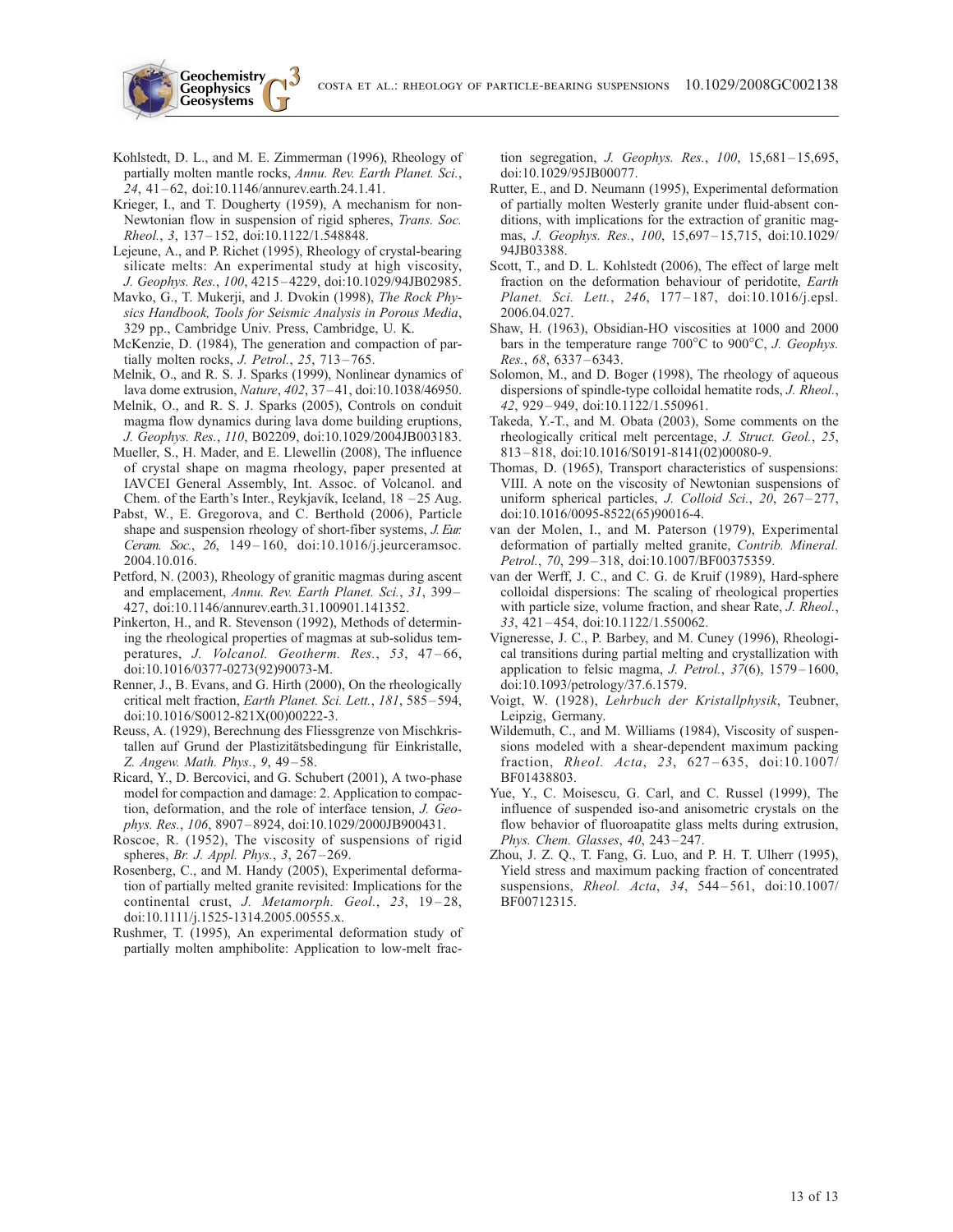Kohlstedt, D. L., and M. E. Zimmerman (1996), Rheology of partially molten mantle rocks, *Annu. Rev. Earth Planet. Sci.*, *24*, 41–62, doi:10.1146/annurev.earth.24.1.41.

Krieger, I., and T. Dougherty (1959), A mechanism for non-Newtonian flow in suspension of rigid spheres, *Trans. Soc. Rheol.*, *3*, 137–152, doi:10.1122/1.548848.

Lejeune, A., and P. Richet (1995), Rheology of crystal-bearing silicate melts: An experimental study at high viscosity, *J. Geophys. Res.*, *100*, 4215–4229, doi:10.1029/94JB02985.

Mavko, G., T. Mukerji, and J. Dvokin (1998), *The Rock Physics Handbook, Tools for Seismic Analysis in Porous Media*, 329 pp., Cambridge Univ. Press, Cambridge, U. K.

McKenzie, D. (1984), The generation and compaction of partially molten rocks, *J. Petrol.*, *25*, 713–765.

Melnik, O., and R. S. J. Sparks (1999), Nonlinear dynamics of lava dome extrusion, *Nature*, *402*, 37–41, doi:10.1038/46950.

Melnik, O., and R. S. J. Sparks (2005), Controls on conduit magma flow dynamics during lava dome building eruptions, *J. Geophys. Res.*, *110*, B02209, doi:10.1029/2004JB003183.

Mueller, S., H. Mader, and E. Llewellin (2008), The influence of crystal shape on magma rheology, paper presented at IAVCEI General Assembly, Int. Assoc. of Volcanol. and Chem. of the Earth's Inter., Reykjavík, Iceland, 18 –25 Aug.

Pabst, W., E. Gregorova, and C. Berthold (2006), Particle shape and suspension rheology of short-fiber systems, *J. Eur. Ceram. Soc.*, *26*, 149–160, doi:10.1016/j.jeurceramsoc.2004.10.016.

Petford, N. (2003), Rheology of granitic magmas during ascent and emplacement, *Annu. Rev. Earth Planet. Sci.*, *31*, 399–427, doi:10.1146/annurev.earth.31.100901.141352.

Pinkerton, H., and R. Stevenson (1992), Methods of determining the rheological properties of magmas at sub-solidus temperatures, *J. Volcanol. Geotherm. Res.*, *53*, 47–66, doi:10.1016/0377-0273(92)90073-M.

Renner, J., B. Evans, and G. Hirth (2000), On the rheologically critical melt fraction, *Earth Planet. Sci. Lett.*, *181*, 585–594, doi:10.1016/S0012-821X(00)00222-3.

Reuss, A. (1929), Berechnung des Fliessgrenze von Mischkristallen auf Grund der Plastizitätsbedingung für Einkristalle, *Z. Angew. Math. Phys.*, *9*, 49–58.

Ricard, Y., D. Bercovici, and G. Schubert (2001), A two-phase model for compaction and damage: 2. Application to compaction, deformation, and the role of interface tension, *J. Geophys. Res.*, *106*, 8907–8924, doi:10.1029/2000JB900431.

Roscoe, R. (1952), The viscosity of suspensions of rigid spheres, *Br. J. Appl. Phys.*, *3*, 267–269.

Rosenberg, C., and M. Handy (2005), Experimental deformation of partially melted granite revisited: Implications for the continental crust, *J. Metamorph. Geol.*, *23*, 19–28, doi:10.1111/j.1525-1314.2005.00555.x.

Rushmer, T. (1995), An experimental deformation study of partially molten amphibolite: Application to low-melt fraction segregation, *J. Geophys. Res.*, *100*, 15,681–15,695, doi:10.1029/95JB00077.

Rutter, E., and D. Neumann (1995), Experimental deformation of partially molten Westerly granite under fluid-absent conditions, with implications for the extraction of granitic magmas, *J. Geophys. Res.*, *100*, 15,697–15,715, doi:10.1029/94JB03388.

Scott, T., and D. L. Kohlstedt (2006), The effect of large melt fraction on the deformation behaviour of peridotite, *Earth Planet. Sci. Lett.*, *246*, 177–187, doi:10.1016/j.epsl.2006.04.027.

Shaw, H. (1963), Obsidian-HO viscosities at 1000 and 2000 bars in the temperature range 700°C to 900°C, *J. Geophys. Res.*, *68*, 6337–6343.

Solomon, M., and D. Boger (1998), The rheology of aqueous dispersions of spindle-type colloidal hematite rods, *J. Rheol.*, *42*, 929–949, doi:10.1122/1.550961.

Takeda, Y.-T., and M. Obata (2003), Some comments on the rheologically critical melt percentage, *J. Struct. Geol.*, *25*, 813–818, doi:10.1016/S0191-8141(02)00080-9.

Thomas, D. (1965), Transport characteristics of suspensions: VIII. A note on the viscosity of Newtonian suspensions of uniform spherical particles, *J. Colloid Sci.*, *20*, 267–277, doi:10.1016/0095-8522(65)90016-4.

van der Molen, I., and M. Paterson (1979), Experimental deformation of partially melted granite, *Contrib. Mineral. Petrol.*, *70*, 299–318, doi:10.1007/BF00375359.

van der Werff, J. C., and C. G. de Kruif (1989), Hard-sphere colloidal dispersions: The scaling of rheological properties with particle size, volume fraction, and shear Rate, *J. Rheol.*, *33*, 421–454, doi:10.1122/1.550062.

Vigneresse, J. C., P. Barbey, and M. Cuney (1996), Rheological transitions during partial melting and crystallization with application to felsic magma, *J. Petrol.*, *37*(6), 1579–1600, doi:10.1093/petrology/37.6.1579.

Voigt, W. (1928), *Lehrbuch der Kristallphysik*, Teubner, Leipzig, Germany.

Wildemuth, C., and M. Williams (1984), Viscosity of suspensions modeled with a shear-dependent maximum packing fraction, *Rheol. Acta*, *23*, 627–635, doi:10.1007/BF01438803.

Yue, Y., C. Moisescu, G. Carl, and C. Russel (1999), The influence of suspended iso-and anisometric crystals on the flow behavior of fluoroapatite glass melts during extrusion, *Phys. Chem. Glasses*, *40*, 243–247.

Zhou, J. Z. Q., T. Fang, G. Luo, and P. H. T. Ulherr (1995), Yield stress and maximum packing fraction of concentrated suspensions, *Rheol. Acta*, *34*, 544–561, doi:10.1007/BF00712315.